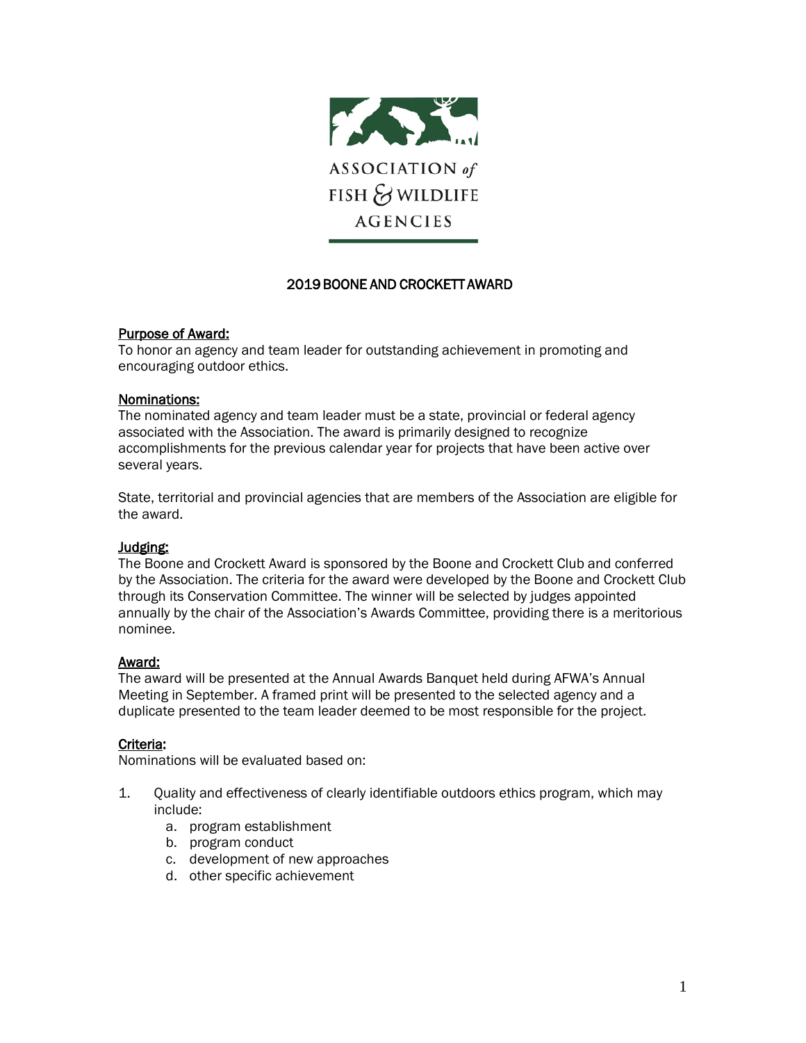ASSOCIATION *of* FISH & WILDLIFE AGENCIES

# 2019 BOONE AND CROCKETT AWARD

## Purpose of Award:

To honor an agency and team leader for outstanding achievement in promoting and encouraging outdoor ethics.

## Nominations:

The nominated agency and team leader must be a state, provincial or federal agency associated with the Association. The award is primarily designed to recognize accomplishments for the previous calendar year for projects that have been active over several years.

State, territorial and provincial agencies that are members of the Association are eligible for the award.

## Judging:

The Boone and Crockett Award is sponsored by the Boone and Crockett Club and conferred by the Association. The criteria for the award were developed by the Boone and Crockett Club through its Conservation Committee. The winner will be selected by judges appointed annually by the chair of the Association's Awards Committee, providing there is a meritorious nominee.

## Award:

The award will be presented at the Annual Awards Banquet held during AFWA's Annual Meeting in September. A framed print will be presented to the selected agency and a duplicate presented to the team leader deemed to be most responsible for the project.

## Criteria:

Nominations will be evaluated based on:

1. Quality and effectiveness of clearly identifiable outdoors ethics program, which may include:
   a. program establishment
   b. program conduct
   c. development of new approaches
   d. other specific achievement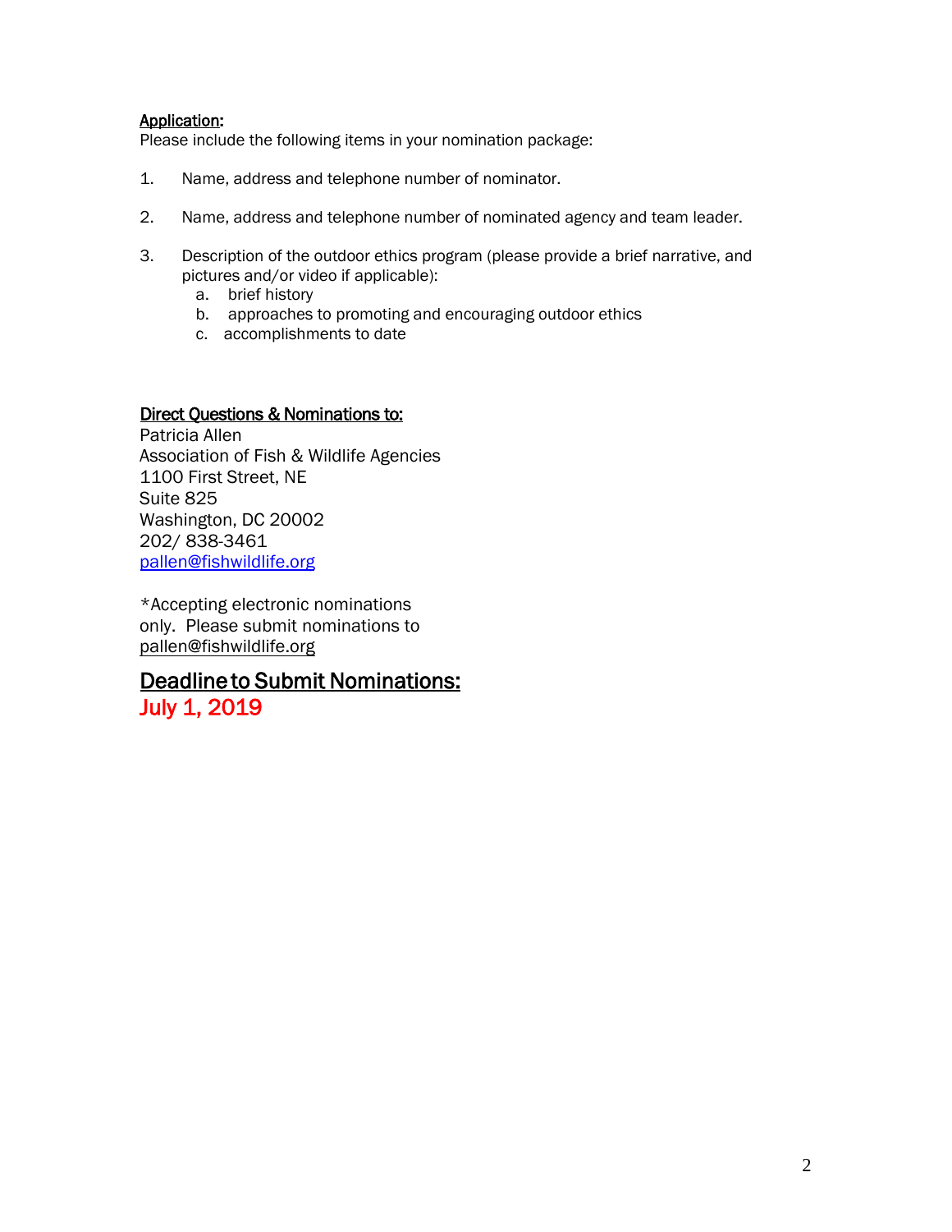**Application:**
Please include the following items in your nomination package:

1. Name, address and telephone number of nominator.

2. Name, address and telephone number of nominated agency and team leader.

3. Description of the outdoor ethics program (please provide a brief narrative, and pictures and/or video if applicable):
   a. brief history
   b. approaches to promoting and encouraging outdoor ethics
   c. accomplishments to date

**Direct Questions & Nominations to:**
Patricia Allen
Association of Fish & Wildlife Agencies
1100 First Street, NE
Suite 825
Washington, DC 20002
202/ 838-3461
pallen@fishwildlife.org

*Accepting electronic nominations only. Please submit nominations to pallen@fishwildlife.org

## Deadline to Submit Nominations:
## July 1, 2019